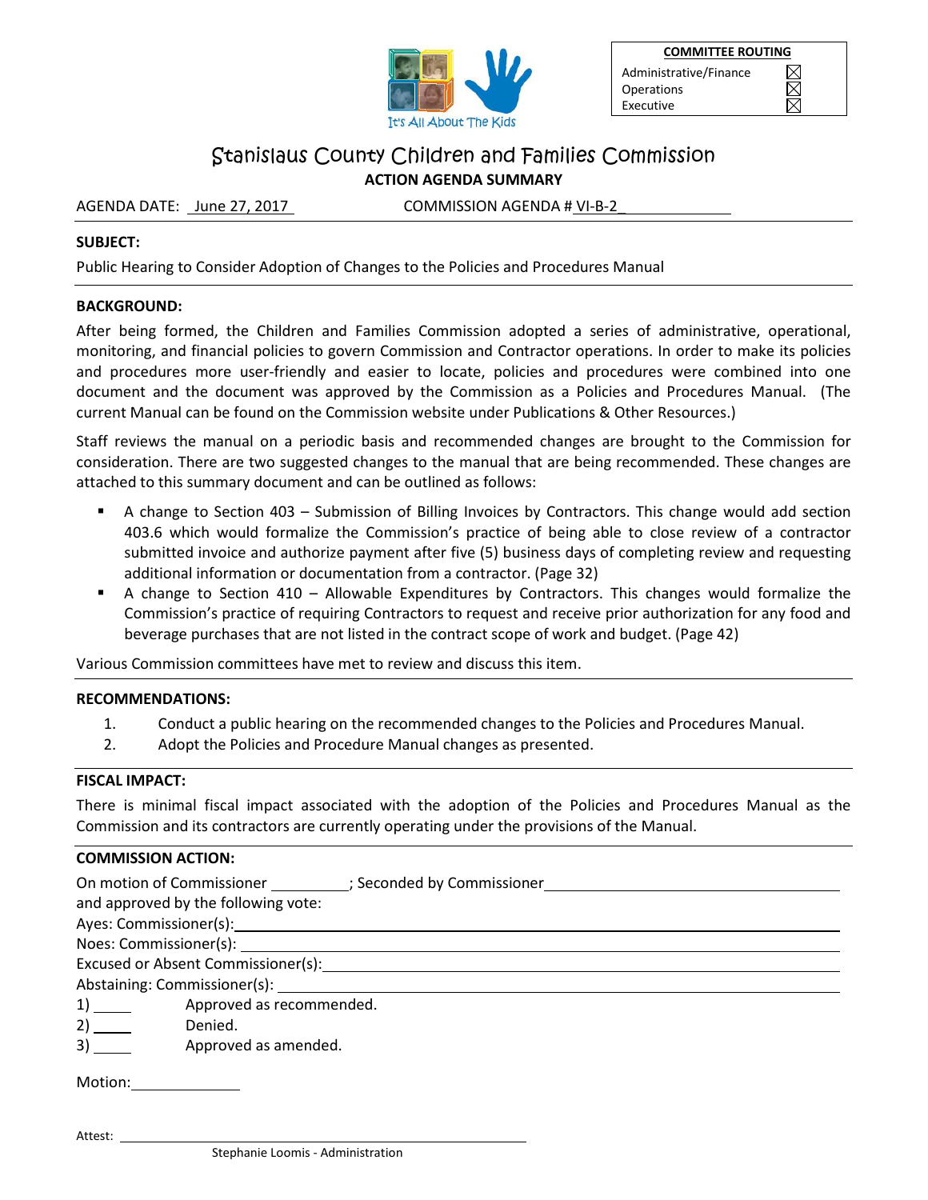It's All About The Kids

| COMMITTEE ROUTING | |
|---|---|
| Administrative/Finance | ☒ |
| Operations | ☒ |
| Executive | ☒ |

# Stanislaus County Children and Families Commission

## ACTION AGENDA SUMMARY

AGENDA DATE: June 27, 2017 COMMISSION AGENDA # VI-B-2

**SUBJECT:**

Public Hearing to Consider Adoption of Changes to the Policies and Procedures Manual

**BACKGROUND:**

After being formed, the Children and Families Commission adopted a series of administrative, operational, monitoring, and financial policies to govern Commission and Contractor operations. In order to make its policies and procedures more user-friendly and easier to locate, policies and procedures were combined into one document and the document was approved by the Commission as a Policies and Procedures Manual. (The current Manual can be found on the Commission website under Publications & Other Resources.)

Staff reviews the manual on a periodic basis and recommended changes are brought to the Commission for consideration. There are two suggested changes to the manual that are being recommended. These changes are attached to this summary document and can be outlined as follows:

- A change to Section 403 – Submission of Billing Invoices by Contractors. This change would add section 403.6 which would formalize the Commission's practice of being able to close review of a contractor submitted invoice and authorize payment after five (5) business days of completing review and requesting additional information or documentation from a contractor. (Page 32)
- A change to Section 410 – Allowable Expenditures by Contractors. This changes would formalize the Commission's practice of requiring Contractors to request and receive prior authorization for any food and beverage purchases that are not listed in the contract scope of work and budget. (Page 42)

Various Commission committees have met to review and discuss this item.

**RECOMMENDATIONS:**

1. Conduct a public hearing on the recommended changes to the Policies and Procedures Manual.
2. Adopt the Policies and Procedure Manual changes as presented.

**FISCAL IMPACT:**

There is minimal fiscal impact associated with the adoption of the Policies and Procedures Manual as the Commission and its contractors are currently operating under the provisions of the Manual.

**COMMISSION ACTION:**

On motion of Commissioner __________; Seconded by Commissioner __________
and approved by the following vote:
Ayes: Commissioner(s): __________
Noes: Commissioner(s): __________
Excused or Absent Commissioner(s): __________
Abstaining: Commissioner(s): __________

1) _____ Approved as recommended.
2) _____ Denied.
3) _____ Approved as amended.

Motion: __________

Attest: __________
Stephanie Loomis - Administration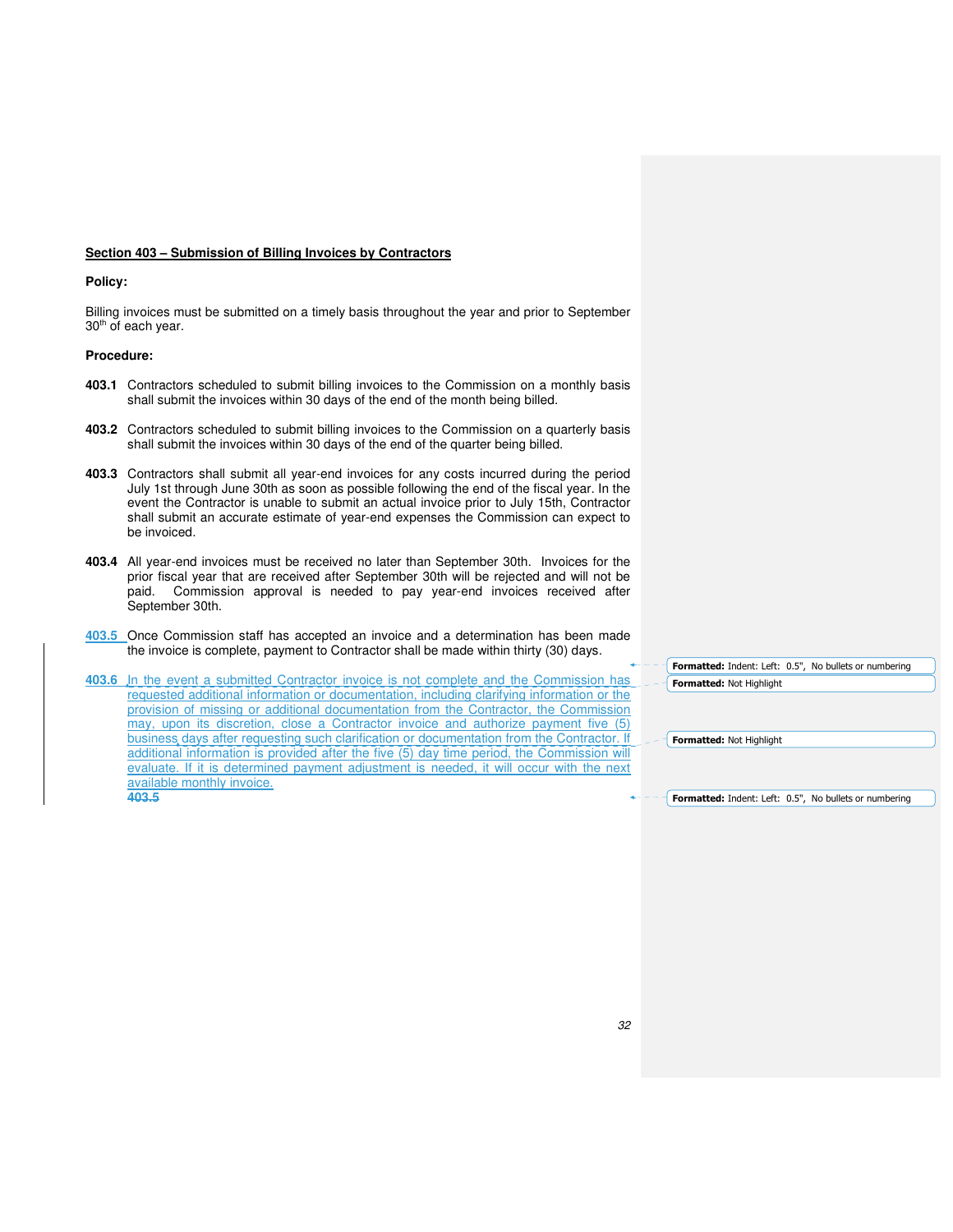**Section 403 – Submission of Billing Invoices by Contractors**

**Policy:**

Billing invoices must be submitted on a timely basis throughout the year and prior to September 30th of each year.

**Procedure:**

**403.1** Contractors scheduled to submit billing invoices to the Commission on a monthly basis shall submit the invoices within 30 days of the end of the month being billed.

**403.2** Contractors scheduled to submit billing invoices to the Commission on a quarterly basis shall submit the invoices within 30 days of the end of the quarter being billed.

**403.3** Contractors shall submit all year-end invoices for any costs incurred during the period July 1st through June 30th as soon as possible following the end of the fiscal year. In the event the Contractor is unable to submit an actual invoice prior to July 15th, Contractor shall submit an accurate estimate of year-end expenses the Commission can expect to be invoiced.

**403.4** All year-end invoices must be received no later than September 30th. Invoices for the prior fiscal year that are received after September 30th will be rejected and will not be paid. Commission approval is needed to pay year-end invoices received after September 30th.

**403.5** Once Commission staff has accepted an invoice and a determination has been made the invoice is complete, payment to Contractor shall be made within thirty (30) days.

**403.6** In the event a submitted Contractor invoice is not complete and the Commission has requested additional information or documentation, including clarifying information or the provision of missing or additional documentation from the Contractor, the Commission may, upon its discretion, close a Contractor invoice and authorize payment five (5) business days after requesting such clarification or documentation from the Contractor. If additional information is provided after the five (5) day time period, the Commission will evaluate. If it is determined payment adjustment is needed, it will occur with the next available monthly invoice.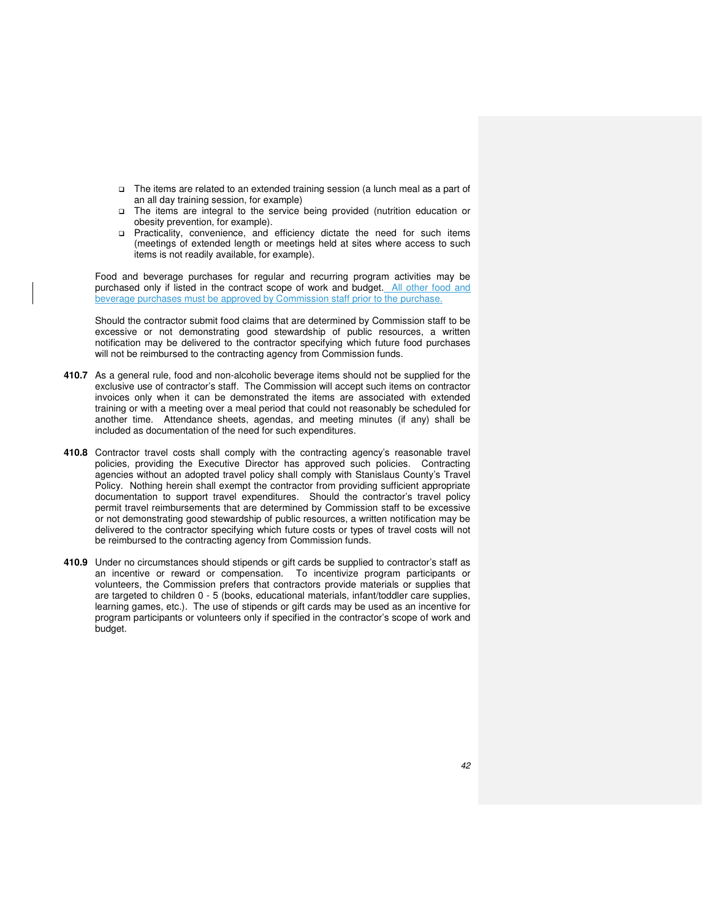- The items are related to an extended training session (a lunch meal as a part of an all day training session, for example)
- The items are integral to the service being provided (nutrition education or obesity prevention, for example).
- Practicality, convenience, and efficiency dictate the need for such items (meetings of extended length or meetings held at sites where access to such items is not readily available, for example).

Food and beverage purchases for regular and recurring program activities may be purchased only if listed in the contract scope of work and budget. All other food and beverage purchases must be approved by Commission staff prior to the purchase.

Should the contractor submit food claims that are determined by Commission staff to be excessive or not demonstrating good stewardship of public resources, a written notification may be delivered to the contractor specifying which future food purchases will not be reimbursed to the contracting agency from Commission funds.

**410.7** As a general rule, food and non-alcoholic beverage items should not be supplied for the exclusive use of contractor's staff. The Commission will accept such items on contractor invoices only when it can be demonstrated the items are associated with extended training or with a meeting over a meal period that could not reasonably be scheduled for another time. Attendance sheets, agendas, and meeting minutes (if any) shall be included as documentation of the need for such expenditures.

**410.8** Contractor travel costs shall comply with the contracting agency's reasonable travel policies, providing the Executive Director has approved such policies. Contracting agencies without an adopted travel policy shall comply with Stanislaus County's Travel Policy. Nothing herein shall exempt the contractor from providing sufficient appropriate documentation to support travel expenditures. Should the contractor's travel policy permit travel reimbursements that are determined by Commission staff to be excessive or not demonstrating good stewardship of public resources, a written notification may be delivered to the contractor specifying which future costs or types of travel costs will not be reimbursed to the contracting agency from Commission funds.

**410.9** Under no circumstances should stipends or gift cards be supplied to contractor's staff as an incentive or reward or compensation. To incentivize program participants or volunteers, the Commission prefers that contractors provide materials or supplies that are targeted to children 0 - 5 (books, educational materials, infant/toddler care supplies, learning games, etc.). The use of stipends or gift cards may be used as an incentive for program participants or volunteers only if specified in the contractor's scope of work and budget.